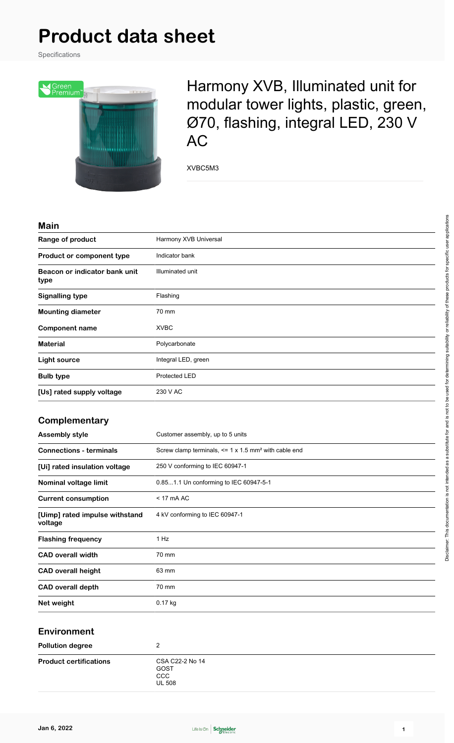# Product data sheet

Specifications

## Harmony XVB, Illuminated unit for modular tower lights, plastic, green, Ø70, flashing, integral LED, 230 V AC

XVBC5M3

### Main

| | |
|---|---|
| **Range of product** | Harmony XVB Universal |
| **Product or component type** | Indicator bank |
| **Beacon or indicator bank unit type** | Illuminated unit |
| **Signalling type** | Flashing |
| **Mounting diameter** | 70 mm |
| **Component name** | XVBC |
| **Material** | Polycarbonate |
| **Light source** | Integral LED, green |
| **Bulb type** | Protected LED |
| **[Us] rated supply voltage** | 230 V AC |

### Complementary

| | |
|---|---|
| **Assembly style** | Customer assembly, up to 5 units |
| **Connections - terminals** | Screw clamp terminals, <= 1 x 1.5 mm² with cable end |
| **[Ui] rated insulation voltage** | 250 V conforming to IEC 60947-1 |
| **Nominal voltage limit** | 0.85...1.1 Un conforming to IEC 60947-5-1 |
| **Current consumption** | < 17 mA AC |
| **[Uimp] rated impulse withstand voltage** | 4 kV conforming to IEC 60947-1 |
| **Flashing frequency** | 1 Hz |
| **CAD overall width** | 70 mm |
| **CAD overall height** | 63 mm |
| **CAD overall depth** | 70 mm |
| **Net weight** | 0.17 kg |

### Environment

| | |
|---|---|
| **Pollution degree** | 2 |
| **Product certifications** | CSA C22-2 No 14<br>GOST<br>CCC<br>UL 508 |

Disclaimer: This documentation is not intended as a substitute for and is not to be used for determining suitability or reliability of these products for specific user applications

Jan 6, 2022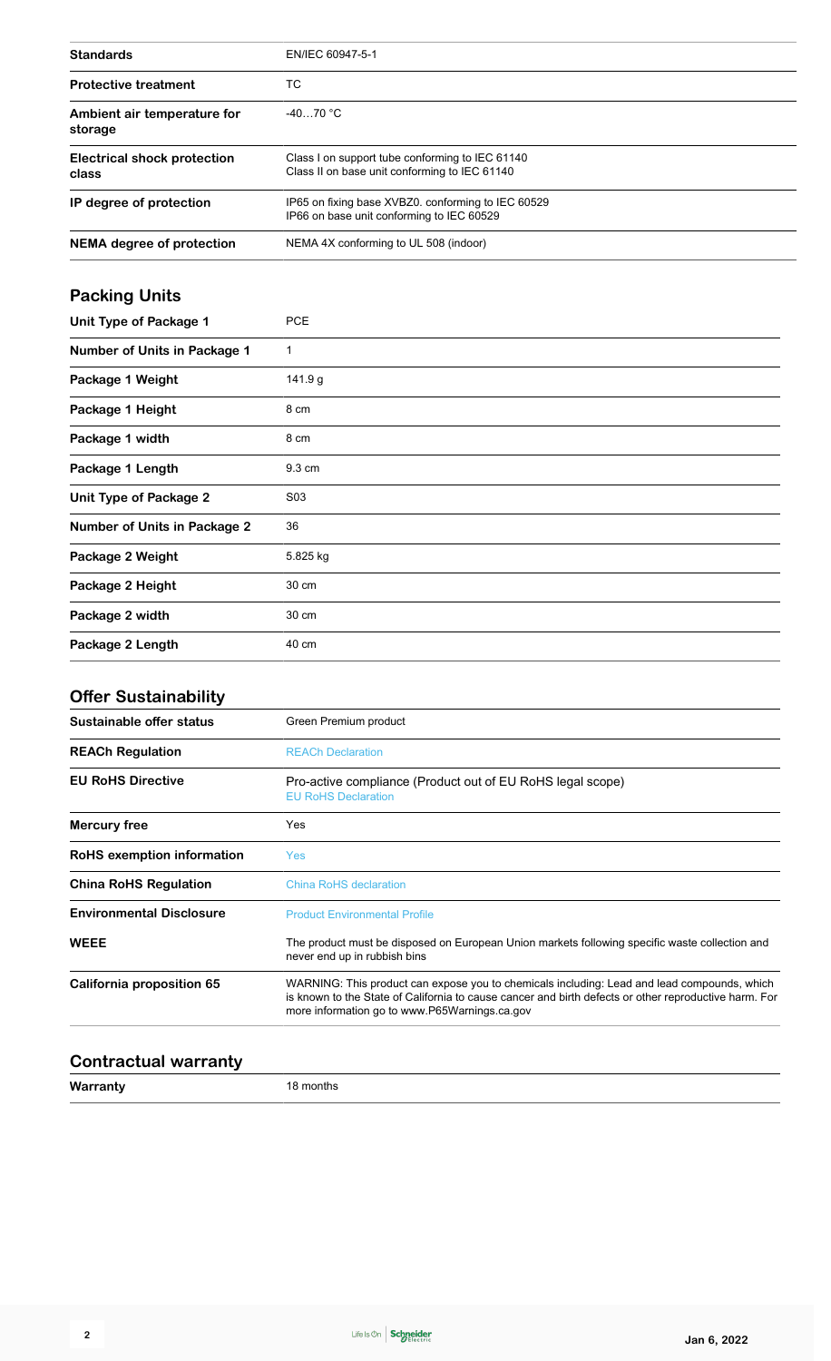| | |
|---|---|
| **Standards** | EN/IEC 60947-5-1 |
| **Protective treatment** | TC |
| **Ambient air temperature for storage** | -40…70 °C |
| **Electrical shock protection class** | Class I on support tube conforming to IEC 61140<br>Class II on base unit conforming to IEC 61140 |
| **IP degree of protection** | IP65 on fixing base XVBZ0. conforming to IEC 60529<br>IP66 on base unit conforming to IEC 60529 |
| **NEMA degree of protection** | NEMA 4X conforming to UL 508 (indoor) |

## Packing Units

| | |
|---|---|
| **Unit Type of Package 1** | PCE |
| **Number of Units in Package 1** | 1 |
| **Package 1 Weight** | 141.9 g |
| **Package 1 Height** | 8 cm |
| **Package 1 width** | 8 cm |
| **Package 1 Length** | 9.3 cm |
| **Unit Type of Package 2** | S03 |
| **Number of Units in Package 2** | 36 |
| **Package 2 Weight** | 5.825 kg |
| **Package 2 Height** | 30 cm |
| **Package 2 width** | 30 cm |
| **Package 2 Length** | 40 cm |

## Offer Sustainability

| | |
|---|---|
| **Sustainable offer status** | Green Premium product |
| **REACh Regulation** | REACh Declaration |
| **EU RoHS Directive** | Pro-active compliance (Product out of EU RoHS legal scope)<br>EU RoHS Declaration |
| **Mercury free** | Yes |
| **RoHS exemption information** | Yes |
| **China RoHS Regulation** | China RoHS declaration |
| **Environmental Disclosure** | Product Environmental Profile |
| **WEEE** | The product must be disposed on European Union markets following specific waste collection and never end up in rubbish bins |
| **California proposition 65** | WARNING: This product can expose you to chemicals including: Lead and lead compounds, which is known to the State of California to cause cancer and birth defects or other reproductive harm. For more information go to www.P65Warnings.ca.gov |

## Contractual warranty

| | |
|---|---|
| **Warranty** | 18 months |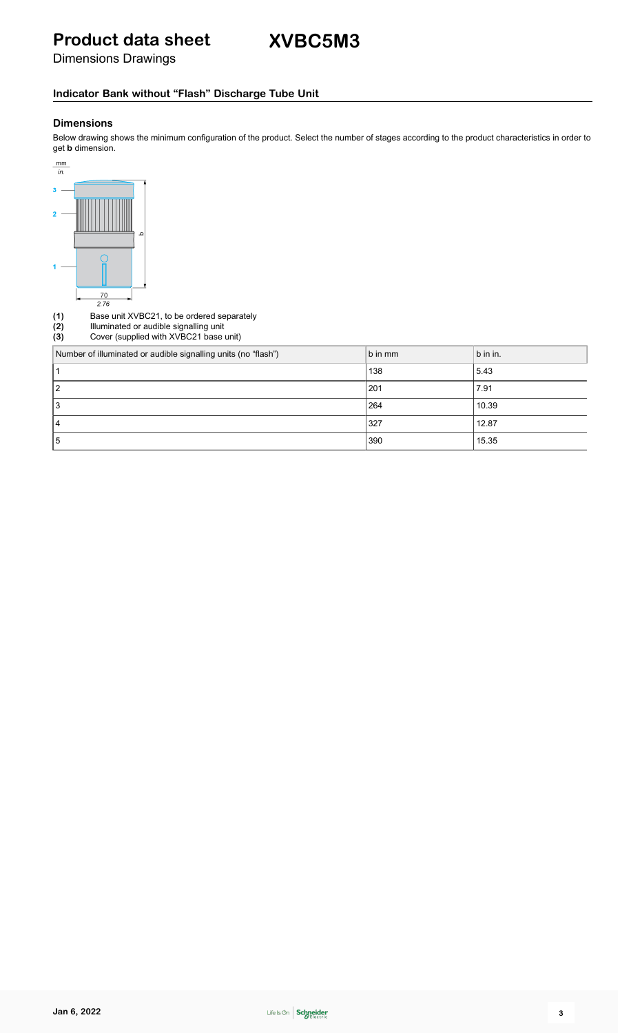# Product data sheet XVBC5M3

Dimensions Drawings

## Indicator Bank without “Flash” Discharge Tube Unit

### Dimensions

Below drawing shows the minimum configuration of the product. Select the number of stages according to the product characteristics in order to get **b** dimension.

**(1)** Base unit XVBC21, to be ordered separately
**(2)** Illuminated or audible signalling unit
**(3)** Cover (supplied with XVBC21 base unit)

| Number of illuminated or audible signalling units (no “flash”) | b in mm | b in in. |
| --- | --- | --- |
| 1 | 138 | 5.43 |
| 2 | 201 | 7.91 |
| 3 | 264 | 10.39 |
| 4 | 327 | 12.87 |
| 5 | 390 | 15.35 |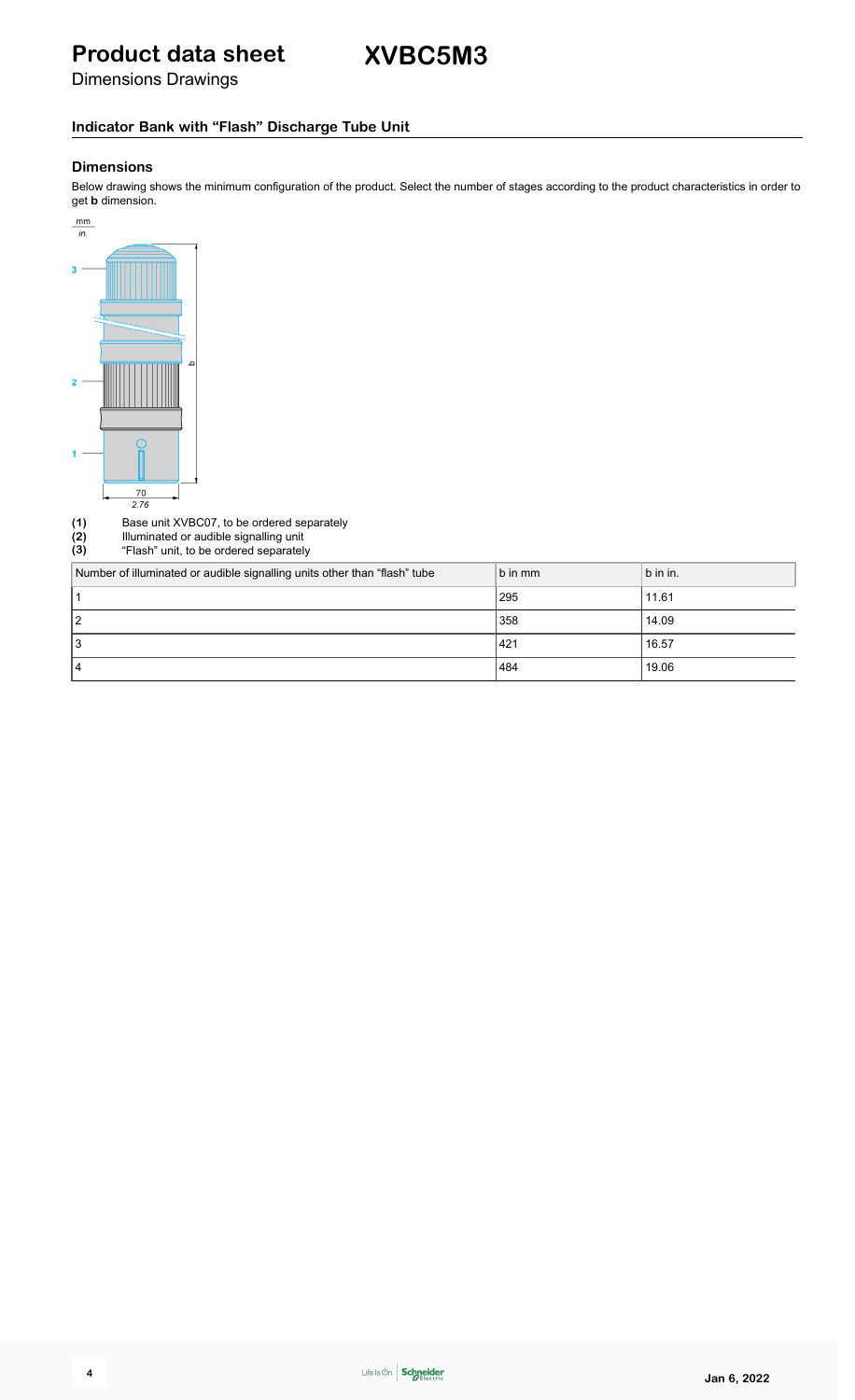# Product data sheet XVBC5M3

Dimensions Drawings

## Indicator Bank with “Flash” Discharge Tube Unit

### Dimensions

Below drawing shows the minimum configuration of the product. Select the number of stages according to the product characteristics in order to get **b** dimension.

mm
in.

3
2
1
b
70
2.76

**(1)** Base unit XVBC07, to be ordered separately
**(2)** Illuminated or audible signalling unit
**(3)** “Flash” unit, to be ordered separately

| Number of illuminated or audible signalling units other than “flash” tube | b in mm | b in in. |
|---|---|---|
| 1 | 295 | 11.61 |
| 2 | 358 | 14.09 |
| 3 | 421 | 16.57 |
| 4 | 484 | 19.06 |